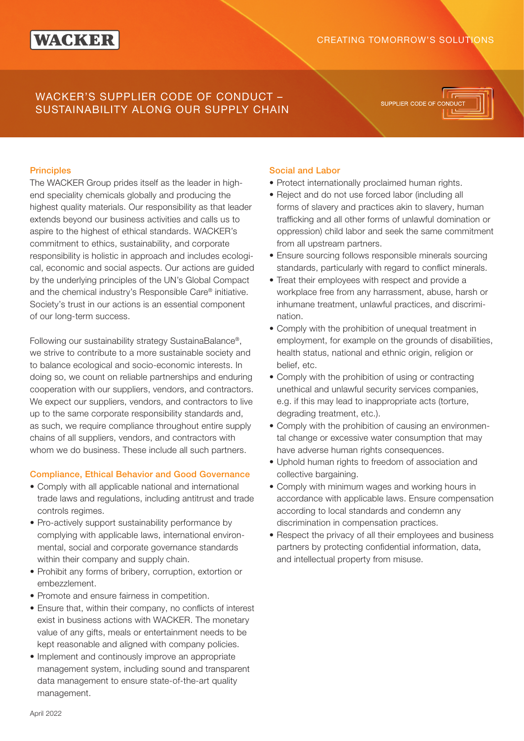WACKER

CREATING TOMORROW'S SOLUTIONS

# WACKER'S SUPPLIER CODE OF CONDUCT – SUSTAINABILITY ALONG OUR SUPPLY CHAIN

SUPPLIER CODE OF CONDUCT

## Principles

The WACKER Group prides itself as the leader in high-end speciality chemicals globally and producing the highest quality materials. Our responsibility as that leader extends beyond our business activities and calls us to aspire to the highest of ethical standards. WACKER's commitment to ethics, sustainability, and corporate responsibility is holistic in approach and includes ecological, economic and social aspects. Our actions are guided by the underlying principles of the UN's Global Compact and the chemical industry's Responsible Care® initiative. Society's trust in our actions is an essential component of our long-term success.

Following our sustainability strategy SustainaBalance®, we strive to contribute to a more sustainable society and to balance ecological and socio-economic interests. In doing so, we count on reliable partnerships and enduring cooperation with our suppliers, vendors, and contractors. We expect our suppliers, vendors, and contractors to live up to the same corporate responsibility standards and, as such, we require compliance throughout entire supply chains of all suppliers, vendors, and contractors with whom we do business. These include all such partners.

## Compliance, Ethical Behavior and Good Governance

- Comply with all applicable national and international trade laws and regulations, including antitrust and trade controls regimes.
- Pro-actively support sustainability performance by complying with applicable laws, international environmental, social and corporate governance standards within their company and supply chain.
- Prohibit any forms of bribery, corruption, extortion or embezzlement.
- Promote and ensure fairness in competition.
- Ensure that, within their company, no conflicts of interest exist in business actions with WACKER. The monetary value of any gifts, meals or entertainment needs to be kept reasonable and aligned with company policies.
- Implement and continously improve an appropriate management system, including sound and transparent data management to ensure state-of-the-art quality management.

## Social and Labor

- Protect internationally proclaimed human rights.
- Reject and do not use forced labor (including all forms of slavery and practices akin to slavery, human trafficking and all other forms of unlawful domination or oppression) child labor and seek the same commitment from all upstream partners.
- Ensure sourcing follows responsible minerals sourcing standards, particularly with regard to conflict minerals.
- Treat their employees with respect and provide a workplace free from any harrassment, abuse, harsh or inhumane treatment, unlawful practices, and discrimination.
- Comply with the prohibition of unequal treatment in employment, for example on the grounds of disabilities, health status, national and ethnic origin, religion or belief, etc.
- Comply with the prohibition of using or contracting unethical and unlawful security services companies, e.g. if this may lead to inappropriate acts (torture, degrading treatment, etc.).
- Comply with the prohibition of causing an environmental change or excessive water consumption that may have adverse human rights consequences.
- Uphold human rights to freedom of association and collective bargaining.
- Comply with minimum wages and working hours in accordance with applicable laws. Ensure compensation according to local standards and condemn any discrimination in compensation practices.
- Respect the privacy of all their employees and business partners by protecting confidential information, data, and intellectual property from misuse.

April 2022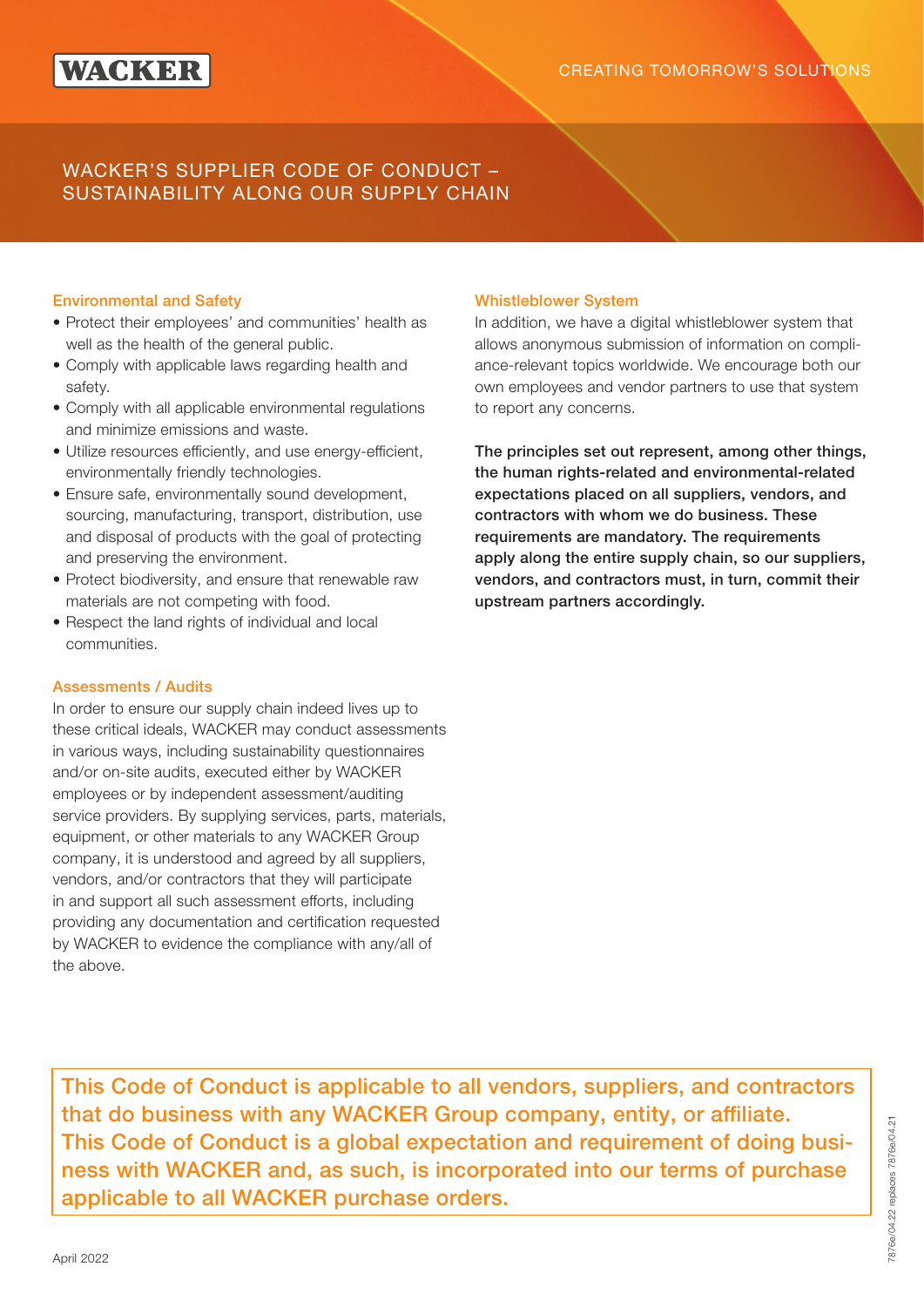# WACKER'S SUPPLIER CODE OF CONDUCT – SUSTAINABILITY ALONG OUR SUPPLY CHAIN

### Environmental and Safety

- Protect their employees' and communities' health as well as the health of the general public.
- Comply with applicable laws regarding health and safety.
- Comply with all applicable environmental regulations and minimize emissions and waste.
- Utilize resources efficiently, and use energy-efficient, environmentally friendly technologies.
- Ensure safe, environmentally sound development, sourcing, manufacturing, transport, distribution, use and disposal of products with the goal of protecting and preserving the environment.
- Protect biodiversity, and ensure that renewable raw materials are not competing with food.
- Respect the land rights of individual and local communities.

### Assessments / Audits

In order to ensure our supply chain indeed lives up to these critical ideals, WACKER may conduct assessments in various ways, including sustainability questionnaires and/or on-site audits, executed either by WACKER employees or by independent assessment/auditing service providers. By supplying services, parts, materials, equipment, or other materials to any WACKER Group company, it is understood and agreed by all suppliers, vendors, and/or contractors that they will participate in and support all such assessment efforts, including providing any documentation and certification requested by WACKER to evidence the compliance with any/all of the above.

### Whistleblower System

In addition, we have a digital whistleblower system that allows anonymous submission of information on compliance-relevant topics worldwide. We encourage both our own employees and vendor partners to use that system to report any concerns.

**The principles set out represent, among other things, the human rights-related and environmental-related expectations placed on all suppliers, vendors, and contractors with whom we do business. These requirements are mandatory. The requirements apply along the entire supply chain, so our suppliers, vendors, and contractors must, in turn, commit their upstream partners accordingly.**

**This Code of Conduct is applicable to all vendors, suppliers, and contractors that do business with any WACKER Group company, entity, or affiliate. This Code of Conduct is a global expectation and requirement of doing business with WACKER and, as such, is incorporated into our terms of purchase applicable to all WACKER purchase orders.**

April 2022

7876e/04.22 replaces 7876e/04.21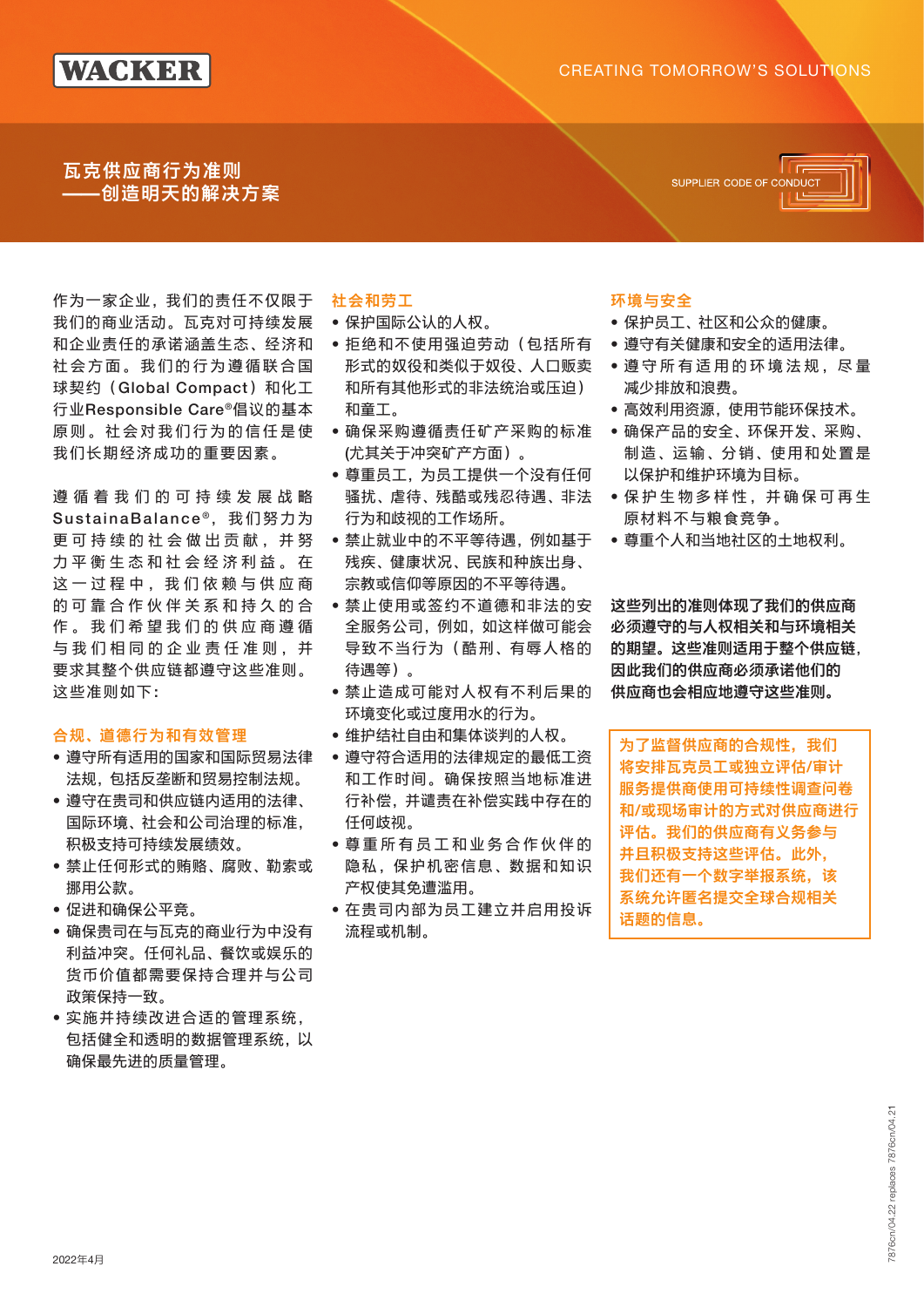WACKER

CREATING TOMORROW'S SOLUTIONS

# 瓦克供应商行为准则
# ——创造明天的解决方案

SUPPLIER CODE OF CONDUCT

作为一家企业，我们的责任不仅限于我们的商业活动。瓦克对可持续发展和企业责任的承诺涵盖生态、经济和社会方面。我们的行为遵循联合国全球契约（Global Compact）和化工行业Responsible Care®倡议的基本原则。社会对我们行为的信任是使我们长期经济成功的重要因素。

遵循着我们的可持续发展战略SustainaBalance®，我们努力为更可持续的社会做出贡献，并努力平衡生态和社会经济利益。在这一过程中，我们依赖与供应商的可靠合作伙伴关系和持久的合作。我们希望我们的供应商遵循与我们相同的企业责任准则，并要求其整个供应链都遵守这些准则。这些准则如下：

## 合规、道德行为和有效管理

- 遵守所有适用的国家和国际贸易法律法规，包括反垄断和贸易控制法规。
- 遵守在贵司和供应链内适用的法律、国际环境、社会和公司治理的标准，积极支持可持续发展绩效。
- 禁止任何形式的贿赂、腐败、勒索或挪用公款。
- 促进和确保公平竞争。
- 确保贵司在与瓦克的商业行为中没有利益冲突。任何礼品、餐饮或娱乐的货币价值都需要保持合理并与公司政策保持一致。
- 实施并持续改进合适的管理系统，包括健全和透明的数据管理系统，以确保最先进的质量管理。

## 社会和劳工

- 保护国际公认的人权。
- 拒绝和不使用强迫劳动（包括所有形式的奴役和类似于奴役、人口贩卖和所有其他形式的非法统治或压迫）和童工。
- 确保采购遵循责任矿产采购的标准(尤其关于冲突矿产方面）。
- 尊重员工，为员工提供一个没有任何骚扰、虐待、残酷或残忍待遇、非法行为和歧视的工作场所。
- 禁止就业中的不平等待遇，例如基于残疾、健康状况、民族和种族出身、宗教或信仰等原因的不平等待遇。
- 禁止使用或签约不道德和非法的安全服务公司，例如，如这样做可能会导致不当行为（酷刑、有辱人格的待遇等）。
- 禁止造成可能对人权有不利后果的环境变化或过度用水的行为。
- 维护结社自由和集体谈判的人权。
- 遵守符合适用的法律规定的最低工资和工作时间。确保按照当地标准进行补偿，并谴责在补偿实践中存在的任何歧视。
- 尊重所有员工和业务合作伙伴的隐私，保护机密信息、数据和知识产权使其免遭滥用。
- 在贵司内部为员工建立并启用投诉流程或机制。

## 环境与安全

- 保护员工、社区和公众的健康。
- 遵守有关健康和安全的适用法律。
- 遵守所有适用的环境法规，尽量减少排放和浪费。
- 高效利用资源，使用节能环保技术。
- 确保产品的安全、环保开发、采购、制造、运输、分销、使用和处置是以保护和维护环境为目标。
- 保护生物多样性，并确保可再生原材料不与粮食竞争。
- 尊重个人和当地社区的土地权利。

**这些列出的准则体现了我们的供应商必须遵守的与人权相关和与环境相关的期望。这些准则适用于整个供应链，因此我们的供应商必须承诺他们的供应商也会相应地遵守这些准则。**

**为了监督供应商的合规性，我们将安排瓦克员工或独立评估/审计服务提供商使用可持续性调查问卷和/或现场审计的方式对供应商进行评估。我们的供应商有义务参与并且积极支持这些评估。此外，我们还有一个数字举报系统，该系统允许匿名提交全球合规相关话题的信息。**

2022年4月

7876cn/04.22 replaces 7876cn/04.21